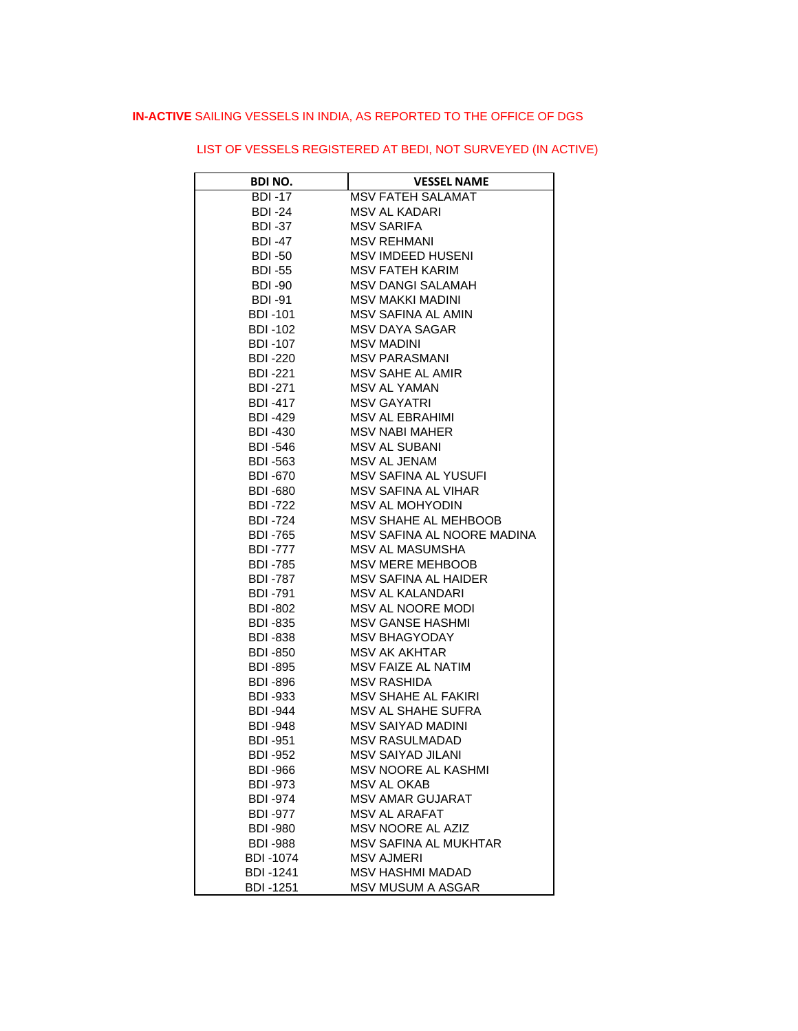**IN-ACTIVE** SAILING VESSELS IN INDIA, AS REPORTED TO THE OFFICE OF DGS

LIST OF VESSELS REGISTERED AT BEDI, NOT SURVEYED (IN ACTIVE)

| BDI NO. | VESSEL NAME |
|---|---|
| BDI -17 | MSV FATEH SALAMAT |
| BDI -24 | MSV AL KADARI |
| BDI -37 | MSV SARIFA |
| BDI -47 | MSV REHMANI |
| BDI -50 | MSV IMDEED HUSENI |
| BDI -55 | MSV FATEH KARIM |
| BDI -90 | MSV DANGI SALAMAH |
| BDI -91 | MSV MAKKI MADINI |
| BDI -101 | MSV SAFINA AL AMIN |
| BDI -102 | MSV DAYA SAGAR |
| BDI -107 | MSV MADINI |
| BDI -220 | MSV PARASMANI |
| BDI -221 | MSV SAHE AL AMIR |
| BDI -271 | MSV AL YAMAN |
| BDI -417 | MSV GAYATRI |
| BDI -429 | MSV AL EBRAHIMI |
| BDI -430 | MSV NABI MAHER |
| BDI -546 | MSV AL SUBANI |
| BDI -563 | MSV AL JENAM |
| BDI -670 | MSV SAFINA AL YUSUFI |
| BDI -680 | MSV SAFINA AL VIHAR |
| BDI -722 | MSV AL MOHYODIN |
| BDI -724 | MSV SHAHE AL MEHBOOB |
| BDI -765 | MSV SAFINA AL NOORE MADINA |
| BDI -777 | MSV AL MASUMSHA |
| BDI -785 | MSV MERE MEHBOOB |
| BDI -787 | MSV SAFINA AL HAIDER |
| BDI -791 | MSV AL KALANDARI |
| BDI -802 | MSV AL NOORE MODI |
| BDI -835 | MSV GANSE HASHMI |
| BDI -838 | MSV BHAGYODAY |
| BDI -850 | MSV AK AKHTAR |
| BDI -895 | MSV FAIZE AL NATIM |
| BDI -896 | MSV RASHIDA |
| BDI -933 | MSV SHAHE AL FAKIRI |
| BDI -944 | MSV AL SHAHE SUFRA |
| BDI -948 | MSV SAIYAD MADINI |
| BDI -951 | MSV RASULMADAD |
| BDI -952 | MSV SAIYAD JILANI |
| BDI -966 | MSV NOORE AL KASHMI |
| BDI -973 | MSV AL OKAB |
| BDI -974 | MSV AMAR GUJARAT |
| BDI -977 | MSV AL ARAFAT |
| BDI -980 | MSV NOORE AL AZIZ |
| BDI -988 | MSV SAFINA AL MUKHTAR |
| BDI -1074 | MSV AJMERI |
| BDI -1241 | MSV HASHMI MADAD |
| BDI -1251 | MSV MUSUM A ASGAR |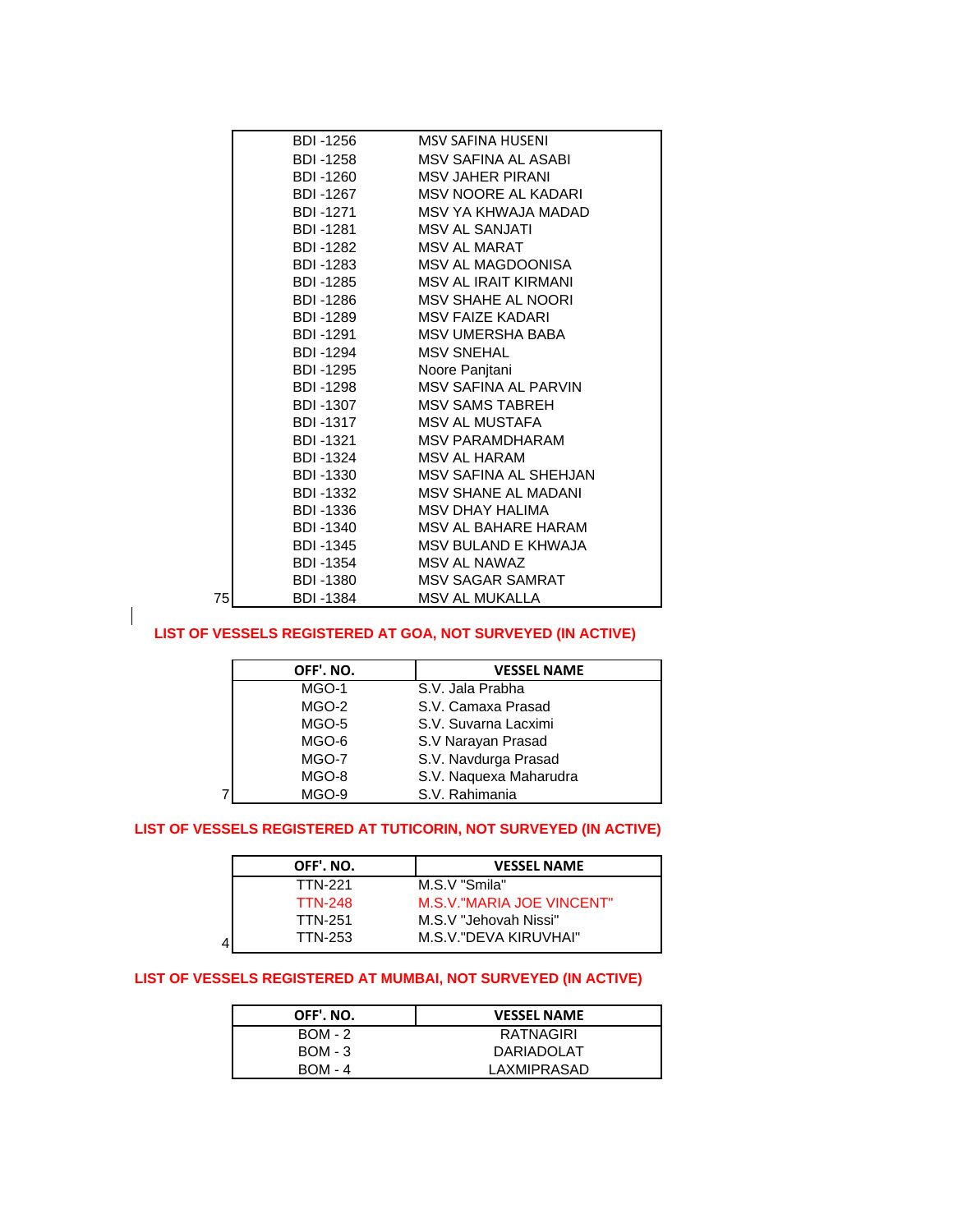| | | |
|---|---|---|
| | BDI -1256 | MSV SAFINA HUSENI |
| | BDI -1258 | MSV SAFINA AL ASABI |
| | BDI -1260 | MSV JAHER PIRANI |
| | BDI -1267 | MSV NOORE AL KADARI |
| | BDI -1271 | MSV YA KHWAJA MADAD |
| | BDI -1281 | MSV AL SANJATI |
| | BDI -1282 | MSV AL MARAT |
| | BDI -1283 | MSV AL MAGDOONISA |
| | BDI -1285 | MSV AL IRAIT KIRMANI |
| | BDI -1286 | MSV SHAHE AL NOORI |
| | BDI -1289 | MSV FAIZE KADARI |
| | BDI -1291 | MSV UMERSHA BABA |
| | BDI -1294 | MSV SNEHAL |
| | BDI -1295 | Noore Panjtani |
| | BDI -1298 | MSV SAFINA AL PARVIN |
| | BDI -1307 | MSV SAMS TABREH |
| | BDI -1317 | MSV AL MUSTAFA |
| | BDI -1321 | MSV PARAMDHARAM |
| | BDI -1324 | MSV AL HARAM |
| | BDI -1330 | MSV SAFINA AL SHEHJAN |
| | BDI -1332 | MSV SHANE AL MADANI |
| | BDI -1336 | MSV DHAY HALIMA |
| | BDI -1340 | MSV AL BAHARE HARAM |
| | BDI -1345 | MSV BULAND E KHWAJA |
| | BDI -1354 | MSV AL NAWAZ |
| | BDI -1380 | MSV SAGAR SAMRAT |
| 75 | BDI -1384 | MSV AL MUKALLA |

**LIST OF VESSELS REGISTERED AT GOA, NOT SURVEYED (IN ACTIVE)**

| | OFF'. NO. | VESSEL NAME |
|---|---|---|
| | MGO-1 | S.V. Jala Prabha |
| | MGO-2 | S.V. Camaxa Prasad |
| | MGO-5 | S.V. Suvarna Lacximi |
| | MGO-6 | S.V Narayan Prasad |
| | MGO-7 | S.V. Navdurga Prasad |
| | MGO-8 | S.V. Naquexa Maharudra |
| 7 | MGO-9 | S.V. Rahimania |

**LIST OF VESSELS REGISTERED AT TUTICORIN, NOT SURVEYED (IN ACTIVE)**

| | OFF'. NO. | VESSEL NAME |
|---|---|---|
| | TTN-221 | M.S.V "Smila" |
| | TTN-248 | M.S.V."MARIA JOE VINCENT" |
| | TTN-251 | M.S.V "Jehovah Nissi" |
| 4 | TTN-253 | M.S.V."DEVA KIRUVHAI" |

**LIST OF VESSELS REGISTERED AT MUMBAI, NOT SURVEYED (IN ACTIVE)**

| OFF'. NO. | VESSEL NAME |
|---|---|
| BOM - 2 | RATNAGIRI |
| BOM - 3 | DARIADOLAT |
| BOM - 4 | LAXMIPRASAD |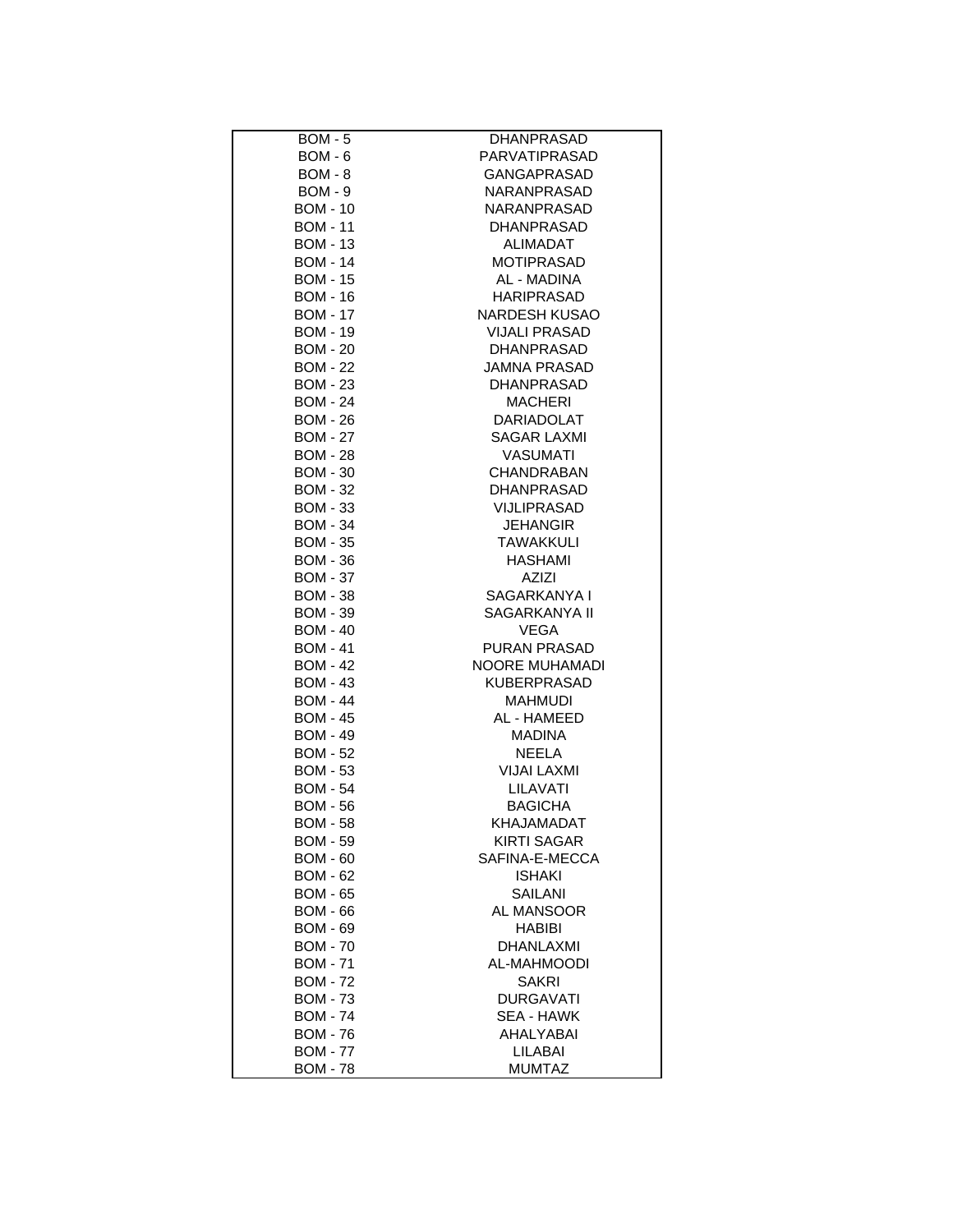| BOM - 5 | DHANPRASAD |
|---|---|
| BOM - 6 | PARVATIPRASAD |
| BOM - 8 | GANGAPRASAD |
| BOM - 9 | NARANPRASAD |
| BOM - 10 | NARANPRASAD |
| BOM - 11 | DHANPRASAD |
| BOM - 13 | ALIMADAT |
| BOM - 14 | MOTIPRASAD |
| BOM - 15 | AL - MADINA |
| BOM - 16 | HARIPRASAD |
| BOM - 17 | NARDESH KUSAO |
| BOM - 19 | VIJALI PRASAD |
| BOM - 20 | DHANPRASAD |
| BOM - 22 | JAMNA PRASAD |
| BOM - 23 | DHANPRASAD |
| BOM - 24 | MACHERI |
| BOM - 26 | DARIADOLAT |
| BOM - 27 | SAGAR LAXMI |
| BOM - 28 | VASUMATI |
| BOM - 30 | CHANDRABAN |
| BOM - 32 | DHANPRASAD |
| BOM - 33 | VIJLIPRASAD |
| BOM - 34 | JEHANGIR |
| BOM - 35 | TAWAKKULI |
| BOM - 36 | HASHAMI |
| BOM - 37 | AZIZI |
| BOM - 38 | SAGARKANYA I |
| BOM - 39 | SAGARKANYA II |
| BOM - 40 | VEGA |
| BOM - 41 | PURAN PRASAD |
| BOM - 42 | NOORE MUHAMADI |
| BOM - 43 | KUBERPRASAD |
| BOM - 44 | MAHMUDI |
| BOM - 45 | AL - HAMEED |
| BOM - 49 | MADINA |
| BOM - 52 | NEELA |
| BOM - 53 | VIJAI LAXMI |
| BOM - 54 | LILAVATI |
| BOM - 56 | BAGICHA |
| BOM - 58 | KHAJAMADAT |
| BOM - 59 | KIRTI SAGAR |
| BOM - 60 | SAFINA-E-MECCA |
| BOM - 62 | ISHAKI |
| BOM - 65 | SAILANI |
| BOM - 66 | AL MANSOOR |
| BOM - 69 | HABIBI |
| BOM - 70 | DHANLAXMI |
| BOM - 71 | AL-MAHMOODI |
| BOM - 72 | SAKRI |
| BOM - 73 | DURGAVATI |
| BOM - 74 | SEA - HAWK |
| BOM - 76 | AHALYABAI |
| BOM - 77 | LILABAI |
| BOM - 78 | MUMTAZ |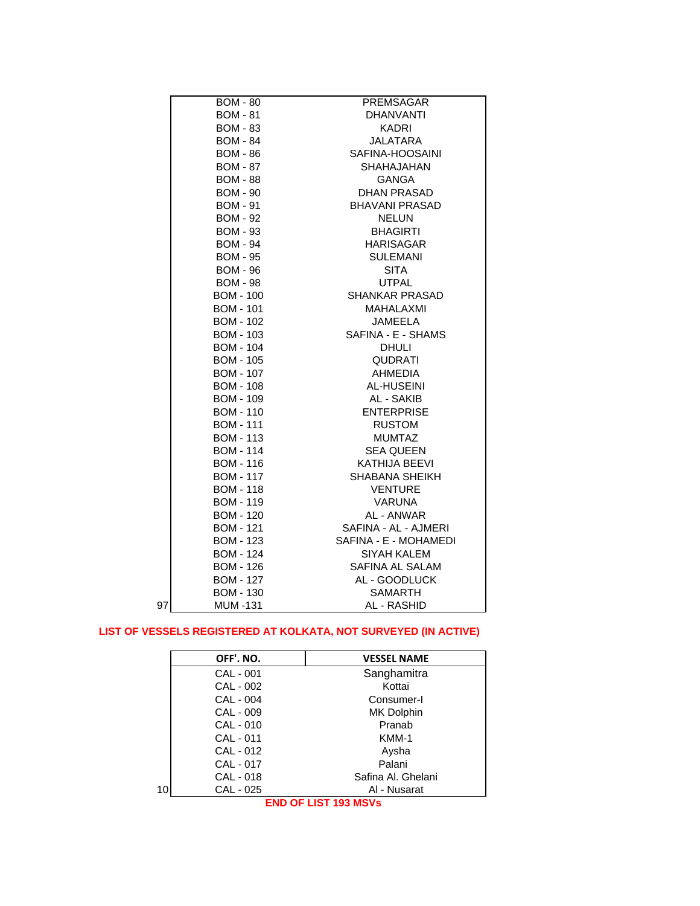| | | |
|---|---|---|
| | BOM - 80 | PREMSAGAR |
| | BOM - 81 | DHANVANTI |
| | BOM - 83 | KADRI |
| | BOM - 84 | JALATARA |
| | BOM - 86 | SAFINA-HOOSAINI |
| | BOM - 87 | SHAHAJAHAN |
| | BOM - 88 | GANGA |
| | BOM - 90 | DHAN PRASAD |
| | BOM - 91 | BHAVANI PRASAD |
| | BOM - 92 | NELUN |
| | BOM - 93 | BHAGIRTI |
| | BOM - 94 | HARISAGAR |
| | BOM - 95 | SULEMANI |
| | BOM - 96 | SITA |
| | BOM - 98 | UTPAL |
| | BOM - 100 | SHANKAR PRASAD |
| | BOM - 101 | MAHALAXMI |
| | BOM - 102 | JAMEELA |
| | BOM - 103 | SAFINA - E - SHAMS |
| | BOM - 104 | DHULI |
| | BOM - 105 | QUDRATI |
| | BOM - 107 | AHMEDIA |
| | BOM - 108 | AL-HUSEINI |
| | BOM - 109 | AL - SAKIB |
| | BOM - 110 | ENTERPRISE |
| | BOM - 111 | RUSTOM |
| | BOM - 113 | MUMTAZ |
| | BOM - 114 | SEA QUEEN |
| | BOM - 116 | KATHIJA BEEVI |
| | BOM - 117 | SHABANA SHEIKH |
| | BOM - 118 | VENTURE |
| | BOM - 119 | VARUNA |
| | BOM - 120 | AL - ANWAR |
| | BOM - 121 | SAFINA - AL - AJMERI |
| | BOM - 123 | SAFINA - E - MOHAMEDI |
| | BOM - 124 | SIYAH KALEM |
| | BOM - 126 | SAFINA AL SALAM |
| | BOM - 127 | AL - GOODLUCK |
| | BOM - 130 | SAMARTH |
| 97 | MUM -131 | AL - RASHID |

**LIST OF VESSELS REGISTERED AT KOLKATA, NOT SURVEYED (IN ACTIVE)**

| | OFF'. NO. | VESSEL NAME |
|---|---|---|
| | CAL - 001 | Sanghamitra |
| | CAL - 002 | Kottai |
| | CAL - 004 | Consumer-I |
| | CAL - 009 | MK Dolphin |
| | CAL - 010 | Pranab |
| | CAL - 011 | KMM-1 |
| | CAL - 012 | Aysha |
| | CAL - 017 | Palani |
| | CAL - 018 | Safina Al. Ghelani |
| 10 | CAL - 025 | Al - Nusarat |

**END OF LIST 193 MSVs**